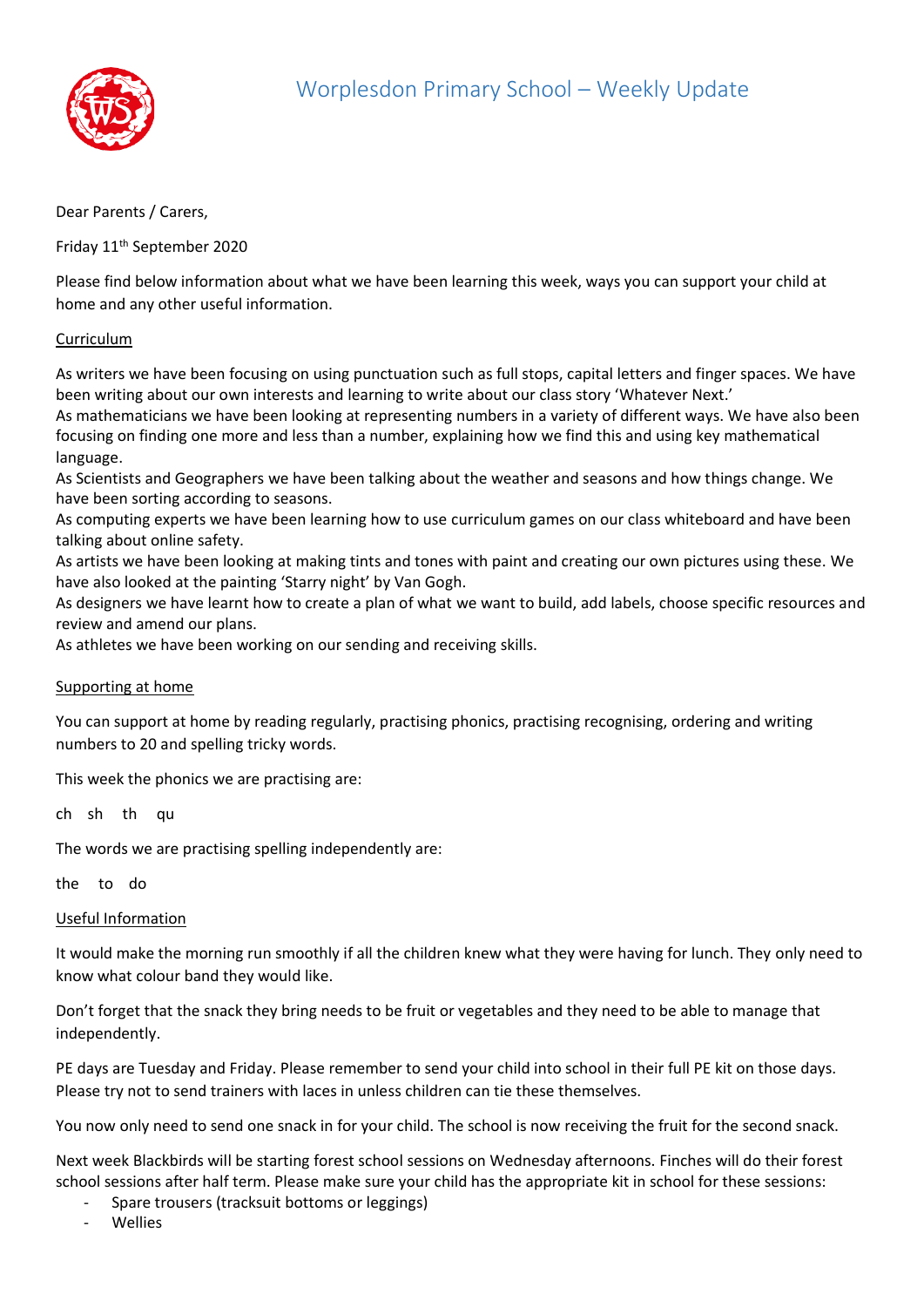# Worplesdon Primary School – Weekly Update

Dear Parents / Carers,

Friday 11th September 2020

Please find below information about what we have been learning this week, ways you can support your child at home and any other useful information.

## Curriculum

As writers we have been focusing on using punctuation such as full stops, capital letters and finger spaces. We have been writing about our own interests and learning to write about our class story 'Whatever Next.'
As mathematicians we have been looking at representing numbers in a variety of different ways. We have also been focusing on finding one more and less than a number, explaining how we find this and using key mathematical language.
As Scientists and Geographers we have been talking about the weather and seasons and how things change. We have been sorting according to seasons.
As computing experts we have been learning how to use curriculum games on our class whiteboard and have been talking about online safety.
As artists we have been looking at making tints and tones with paint and creating our own pictures using these. We have also looked at the painting 'Starry night' by Van Gogh.
As designers we have learnt how to create a plan of what we want to build, add labels, choose specific resources and review and amend our plans.
As athletes we have been working on our sending and receiving skills.

## Supporting at home

You can support at home by reading regularly, practising phonics, practising recognising, ordering and writing numbers to 20 and spelling tricky words.

This week the phonics we are practising are:

ch sh th qu

The words we are practising spelling independently are:

the to do

## Useful Information

It would make the morning run smoothly if all the children knew what they were having for lunch. They only need to know what colour band they would like.

Don't forget that the snack they bring needs to be fruit or vegetables and they need to be able to manage that independently.

PE days are Tuesday and Friday. Please remember to send your child into school in their full PE kit on those days. Please try not to send trainers with laces in unless children can tie these themselves.

You now only need to send one snack in for your child. The school is now receiving the fruit for the second snack.

Next week Blackbirds will be starting forest school sessions on Wednesday afternoons. Finches will do their forest school sessions after half term. Please make sure your child has the appropriate kit in school for these sessions:

- Spare trousers (tracksuit bottoms or leggings)
- Wellies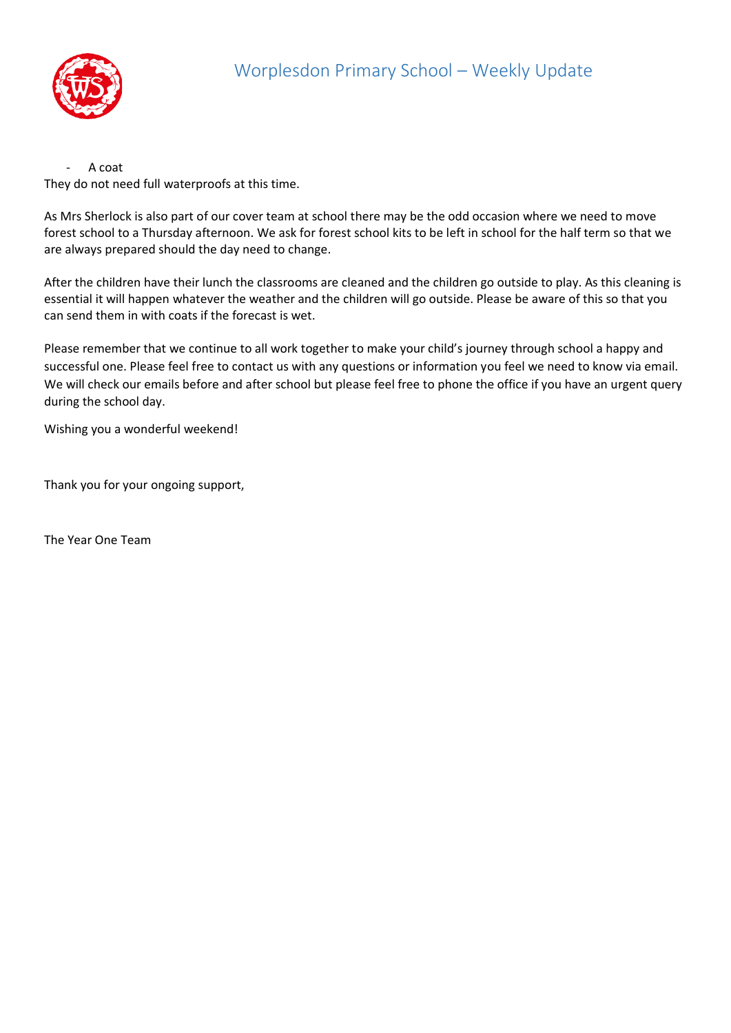- A coat

They do not need full waterproofs at this time.

As Mrs Sherlock is also part of our cover team at school there may be the odd occasion where we need to move forest school to a Thursday afternoon. We ask for forest school kits to be left in school for the half term so that we are always prepared should the day need to change.

After the children have their lunch the classrooms are cleaned and the children go outside to play. As this cleaning is essential it will happen whatever the weather and the children will go outside. Please be aware of this so that you can send them in with coats if the forecast is wet.

Please remember that we continue to all work together to make your child's journey through school a happy and successful one. Please feel free to contact us with any questions or information you feel we need to know via email. We will check our emails before and after school but please feel free to phone the office if you have an urgent query during the school day.

Wishing you a wonderful weekend!

Thank you for your ongoing support,

The Year One Team